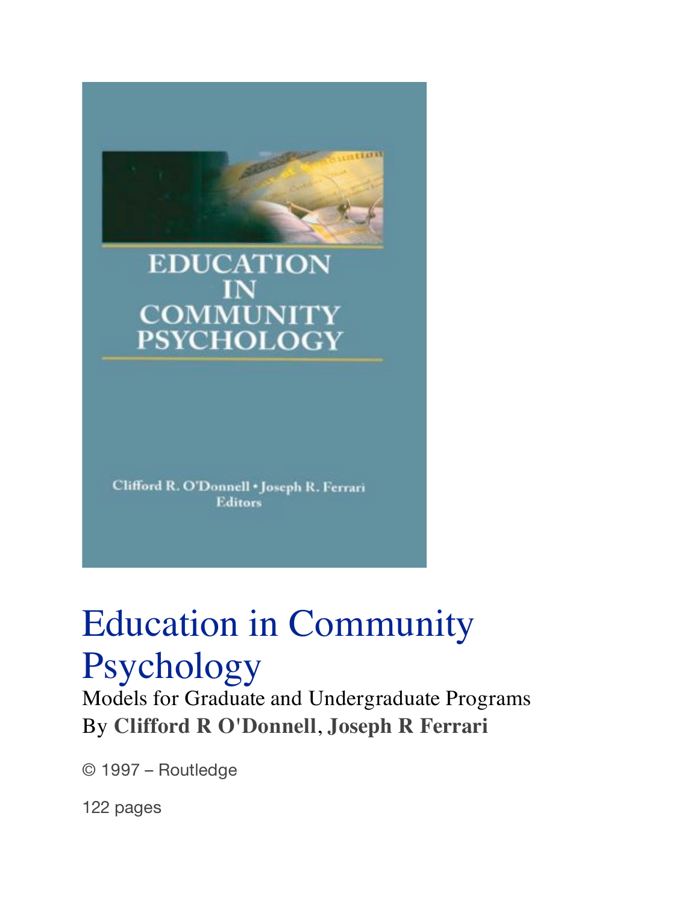EDUCATION IN COMMUNITY PSYCHOLOGY

Clifford R. O'Donnell • Joseph R. Ferrari
Editors

# Education in Community Psychology

Models for Graduate and Undergraduate Programs

By **Clifford R O'Donnell**, **Joseph R Ferrari**

© 1997 – Routledge

122 pages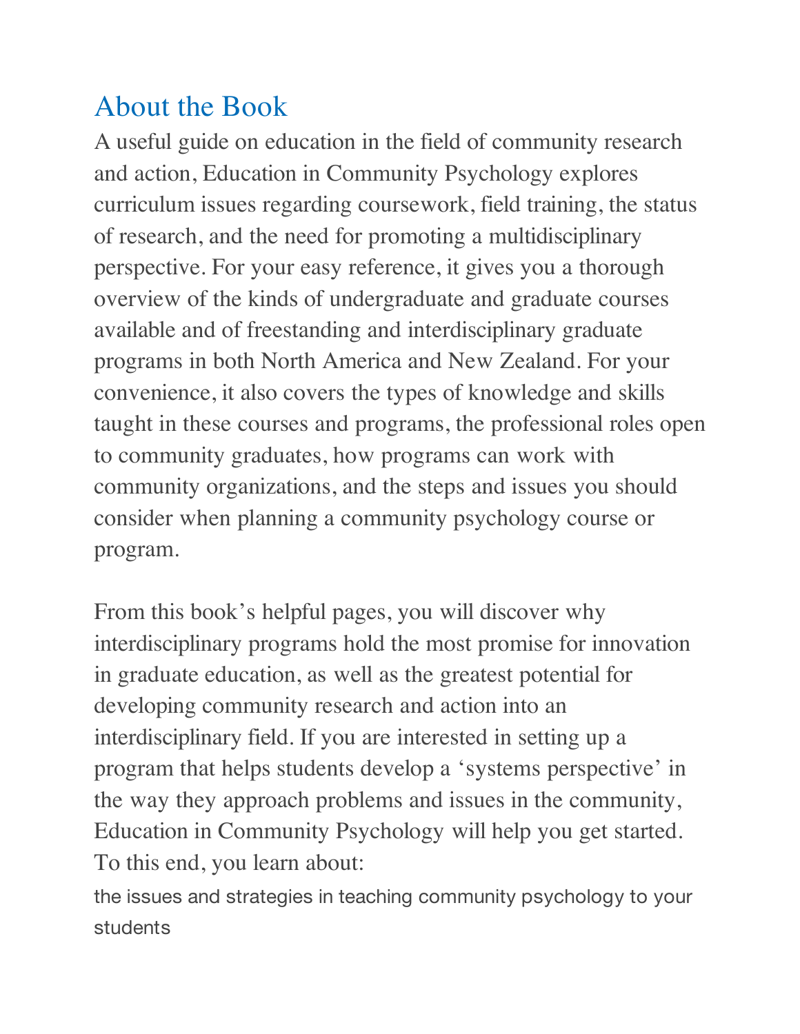## About the Book

A useful guide on education in the field of community research and action, Education in Community Psychology explores curriculum issues regarding coursework, field training, the status of research, and the need for promoting a multidisciplinary perspective. For your easy reference, it gives you a thorough overview of the kinds of undergraduate and graduate courses available and of freestanding and interdisciplinary graduate programs in both North America and New Zealand. For your convenience, it also covers the types of knowledge and skills taught in these courses and programs, the professional roles open to community graduates, how programs can work with community organizations, and the steps and issues you should consider when planning a community psychology course or program.

From this book's helpful pages, you will discover why interdisciplinary programs hold the most promise for innovation in graduate education, as well as the greatest potential for developing community research and action into an interdisciplinary field. If you are interested in setting up a program that helps students develop a 'systems perspective' in the way they approach problems and issues in the community, Education in Community Psychology will help you get started. To this end, you learn about:

the issues and strategies in teaching community psychology to your students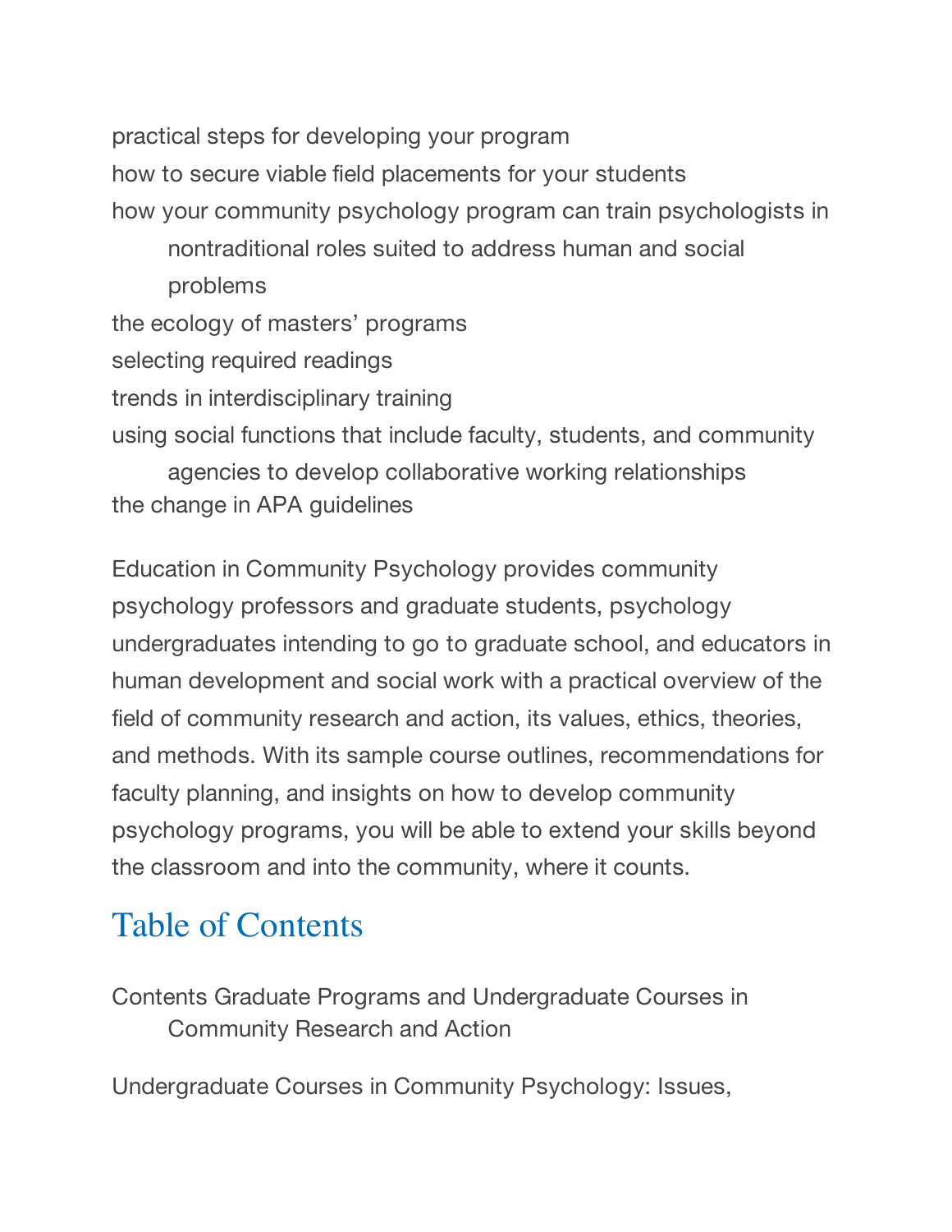practical steps for developing your program
how to secure viable field placements for your students
how your community psychology program can train psychologists in nontraditional roles suited to address human and social problems
the ecology of masters' programs
selecting required readings
trends in interdisciplinary training
using social functions that include faculty, students, and community agencies to develop collaborative working relationships
the change in APA guidelines

Education in Community Psychology provides community psychology professors and graduate students, psychology undergraduates intending to go to graduate school, and educators in human development and social work with a practical overview of the field of community research and action, its values, ethics, theories, and methods. With its sample course outlines, recommendations for faculty planning, and insights on how to develop community psychology programs, you will be able to extend your skills beyond the classroom and into the community, where it counts.

## Table of Contents

Contents Graduate Programs and Undergraduate Courses in Community Research and Action

Undergraduate Courses in Community Psychology: Issues,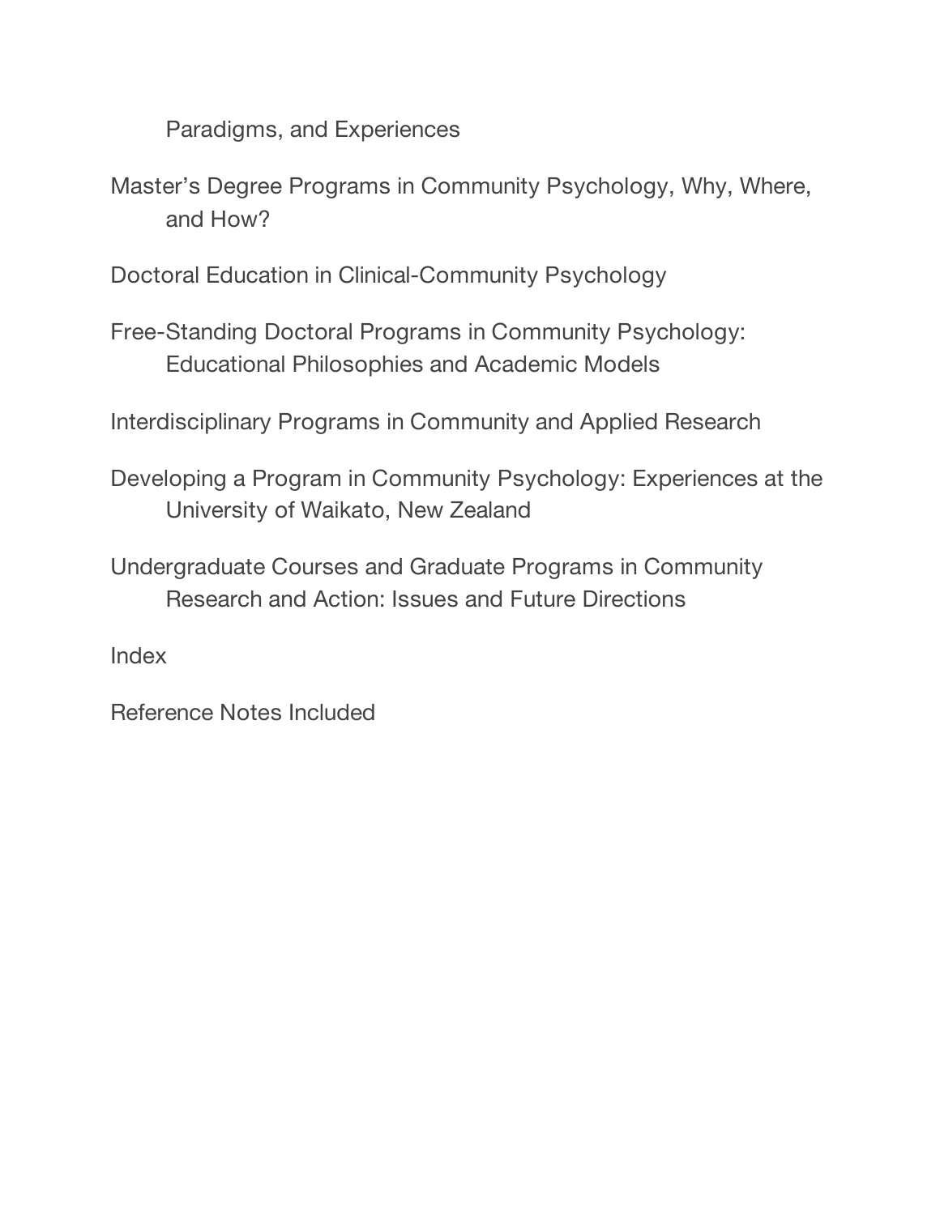Paradigms, and Experiences

Master's Degree Programs in Community Psychology, Why, Where, and How?

Doctoral Education in Clinical-Community Psychology

Free-Standing Doctoral Programs in Community Psychology: Educational Philosophies and Academic Models

Interdisciplinary Programs in Community and Applied Research

Developing a Program in Community Psychology: Experiences at the University of Waikato, New Zealand

Undergraduate Courses and Graduate Programs in Community Research and Action: Issues and Future Directions

Index

Reference Notes Included